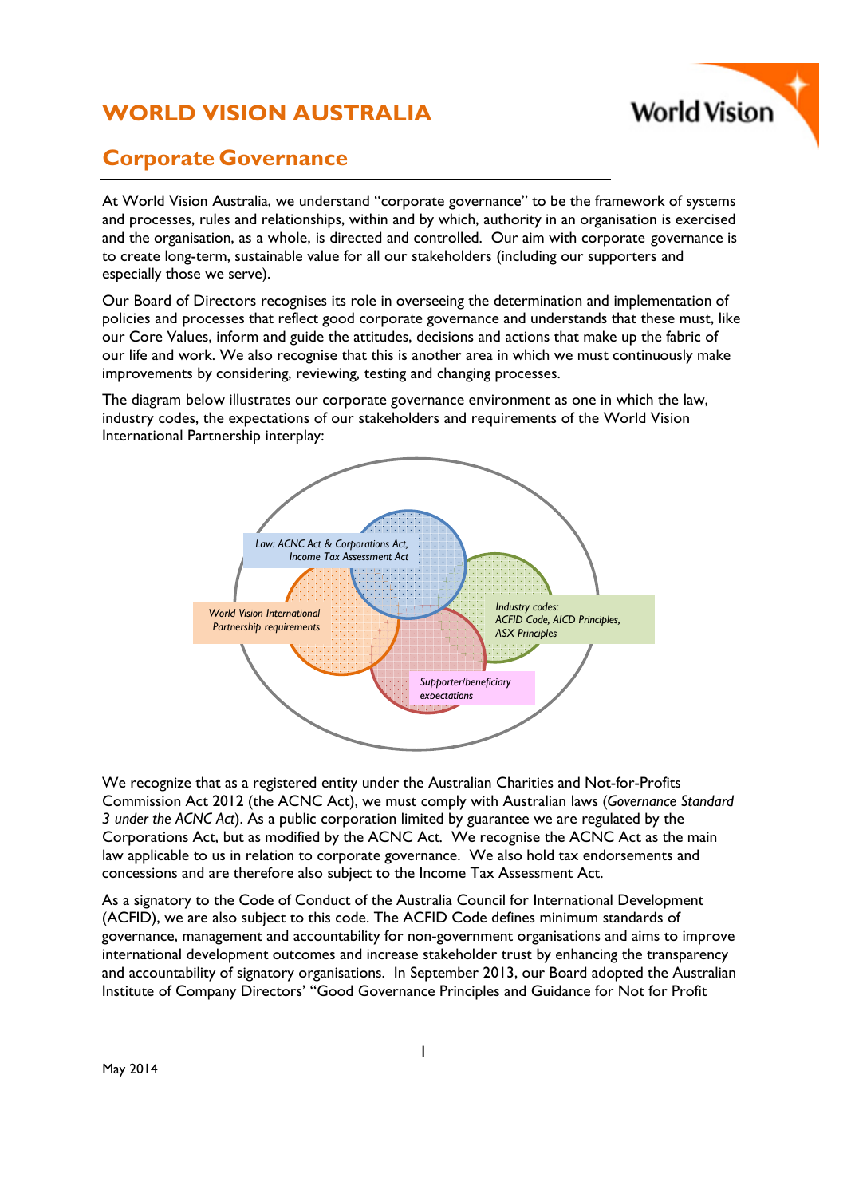# WORLD VISION AUSTRALIA

## Corporate Governance

At World Vision Australia, we understand "corporate governance" to be the framework of systems and processes, rules and relationships, within and by which, authority in an organisation is exercised and the organisation, as a whole, is directed and controlled. Our aim with corporate governance is to create long-term, sustainable value for all our stakeholders (including our supporters and especially those we serve).

Our Board of Directors recognises its role in overseeing the determination and implementation of policies and processes that reflect good corporate governance and understands that these must, like our Core Values, inform and guide the attitudes, decisions and actions that make up the fabric of our life and work. We also recognise that this is another area in which we must continuously make improvements by considering, reviewing, testing and changing processes.

The diagram below illustrates our corporate governance environment as one in which the law, industry codes, the expectations of our stakeholders and requirements of the World Vision International Partnership interplay:

*Law: ACNC Act & Corporations Act, Income Tax Assessment Act*

*World Vision International Partnership requirements*

*Industry codes: ACFID Code, AICD Principles, ASX Principles*

*Supporter/beneficiary exbectations*

We recognize that as a registered entity under the Australian Charities and Not-for-Profits Commission Act 2012 (the ACNC Act), we must comply with Australian laws (*Governance Standard 3 under the ACNC Act*). As a public corporation limited by guarantee we are regulated by the Corporations Act, but as modified by the ACNC Act. We recognise the ACNC Act as the main law applicable to us in relation to corporate governance. We also hold tax endorsements and concessions and are therefore also subject to the Income Tax Assessment Act.

As a signatory to the Code of Conduct of the Australia Council for International Development (ACFID), we are also subject to this code. The ACFID Code defines minimum standards of governance, management and accountability for non-government organisations and aims to improve international development outcomes and increase stakeholder trust by enhancing the transparency and accountability of signatory organisations. In September 2013, our Board adopted the Australian Institute of Company Directors' "Good Governance Principles and Guidance for Not for Profit

May 2014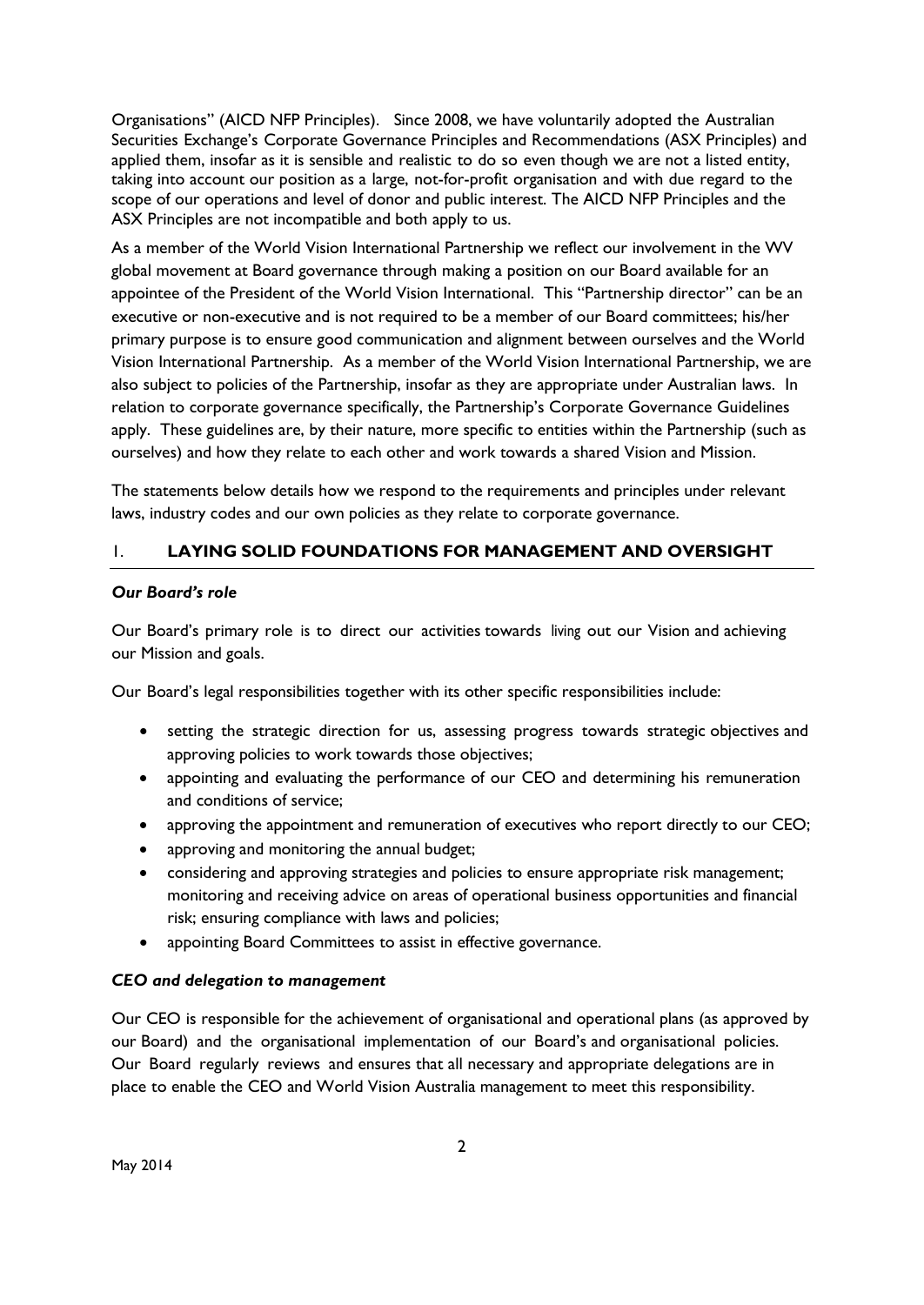Organisations" (AICD NFP Principles). Since 2008, we have voluntarily adopted the Australian Securities Exchange's Corporate Governance Principles and Recommendations (ASX Principles) and applied them, insofar as it is sensible and realistic to do so even though we are not a listed entity, taking into account our position as a large, not-for-profit organisation and with due regard to the scope of our operations and level of donor and public interest. The AICD NFP Principles and the ASX Principles are not incompatible and both apply to us.

As a member of the World Vision International Partnership we reflect our involvement in the WV global movement at Board governance through making a position on our Board available for an appointee of the President of the World Vision International. This "Partnership director" can be an executive or non-executive and is not required to be a member of our Board committees; his/her primary purpose is to ensure good communication and alignment between ourselves and the World Vision International Partnership. As a member of the World Vision International Partnership, we are also subject to policies of the Partnership, insofar as they are appropriate under Australian laws. In relation to corporate governance specifically, the Partnership's Corporate Governance Guidelines apply. These guidelines are, by their nature, more specific to entities within the Partnership (such as ourselves) and how they relate to each other and work towards a shared Vision and Mission.

The statements below details how we respond to the requirements and principles under relevant laws, industry codes and our own policies as they relate to corporate governance.

## 1. LAYING SOLID FOUNDATIONS FOR MANAGEMENT AND OVERSIGHT

***Our Board's role***

Our Board's primary role is to direct our activities towards living out our Vision and achieving our Mission and goals.

Our Board's legal responsibilities together with its other specific responsibilities include:

- setting the strategic direction for us, assessing progress towards strategic objectives and approving policies to work towards those objectives;
- appointing and evaluating the performance of our CEO and determining his remuneration and conditions of service;
- approving the appointment and remuneration of executives who report directly to our CEO;
- approving and monitoring the annual budget;
- considering and approving strategies and policies to ensure appropriate risk management; monitoring and receiving advice on areas of operational business opportunities and financial risk; ensuring compliance with laws and policies;
- appointing Board Committees to assist in effective governance.

***CEO and delegation to management***

Our CEO is responsible for the achievement of organisational and operational plans (as approved by our Board) and the organisational implementation of our Board's and organisational policies. Our Board regularly reviews and ensures that all necessary and appropriate delegations are in place to enable the CEO and World Vision Australia management to meet this responsibility.

May 2014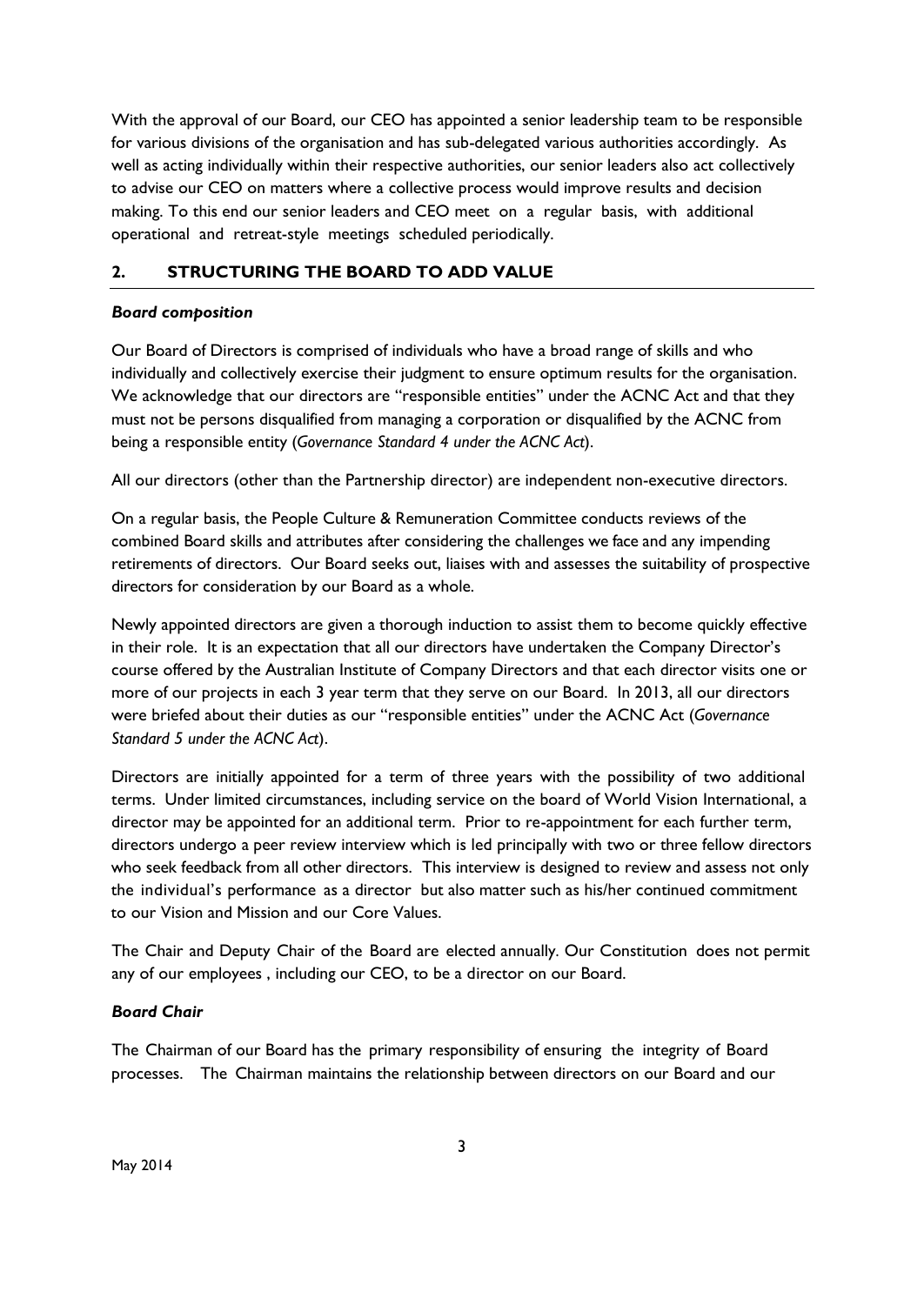With the approval of our Board, our CEO has appointed a senior leadership team to be responsible for various divisions of the organisation and has sub-delegated various authorities accordingly. As well as acting individually within their respective authorities, our senior leaders also act collectively to advise our CEO on matters where a collective process would improve results and decision making. To this end our senior leaders and CEO meet on a regular basis, with additional operational and retreat-style meetings scheduled periodically.

## 2. STRUCTURING THE BOARD TO ADD VALUE

### *Board composition*

Our Board of Directors is comprised of individuals who have a broad range of skills and who individually and collectively exercise their judgment to ensure optimum results for the organisation. We acknowledge that our directors are "responsible entities" under the ACNC Act and that they must not be persons disqualified from managing a corporation or disqualified by the ACNC from being a responsible entity (*Governance Standard 4 under the ACNC Act*).

All our directors (other than the Partnership director) are independent non-executive directors.

On a regular basis, the People Culture & Remuneration Committee conducts reviews of the combined Board skills and attributes after considering the challenges we face and any impending retirements of directors. Our Board seeks out, liaises with and assesses the suitability of prospective directors for consideration by our Board as a whole.

Newly appointed directors are given a thorough induction to assist them to become quickly effective in their role. It is an expectation that all our directors have undertaken the Company Director's course offered by the Australian Institute of Company Directors and that each director visits one or more of our projects in each 3 year term that they serve on our Board. In 2013, all our directors were briefed about their duties as our "responsible entities" under the ACNC Act (*Governance Standard 5 under the ACNC Act*).

Directors are initially appointed for a term of three years with the possibility of two additional terms. Under limited circumstances, including service on the board of World Vision International, a director may be appointed for an additional term. Prior to re-appointment for each further term, directors undergo a peer review interview which is led principally with two or three fellow directors who seek feedback from all other directors. This interview is designed to review and assess not only the individual's performance as a director but also matter such as his/her continued commitment to our Vision and Mission and our Core Values.

The Chair and Deputy Chair of the Board are elected annually. Our Constitution does not permit any of our employees , including our CEO, to be a director on our Board.

### *Board Chair*

The Chairman of our Board has the primary responsibility of ensuring the integrity of Board processes. The Chairman maintains the relationship between directors on our Board and our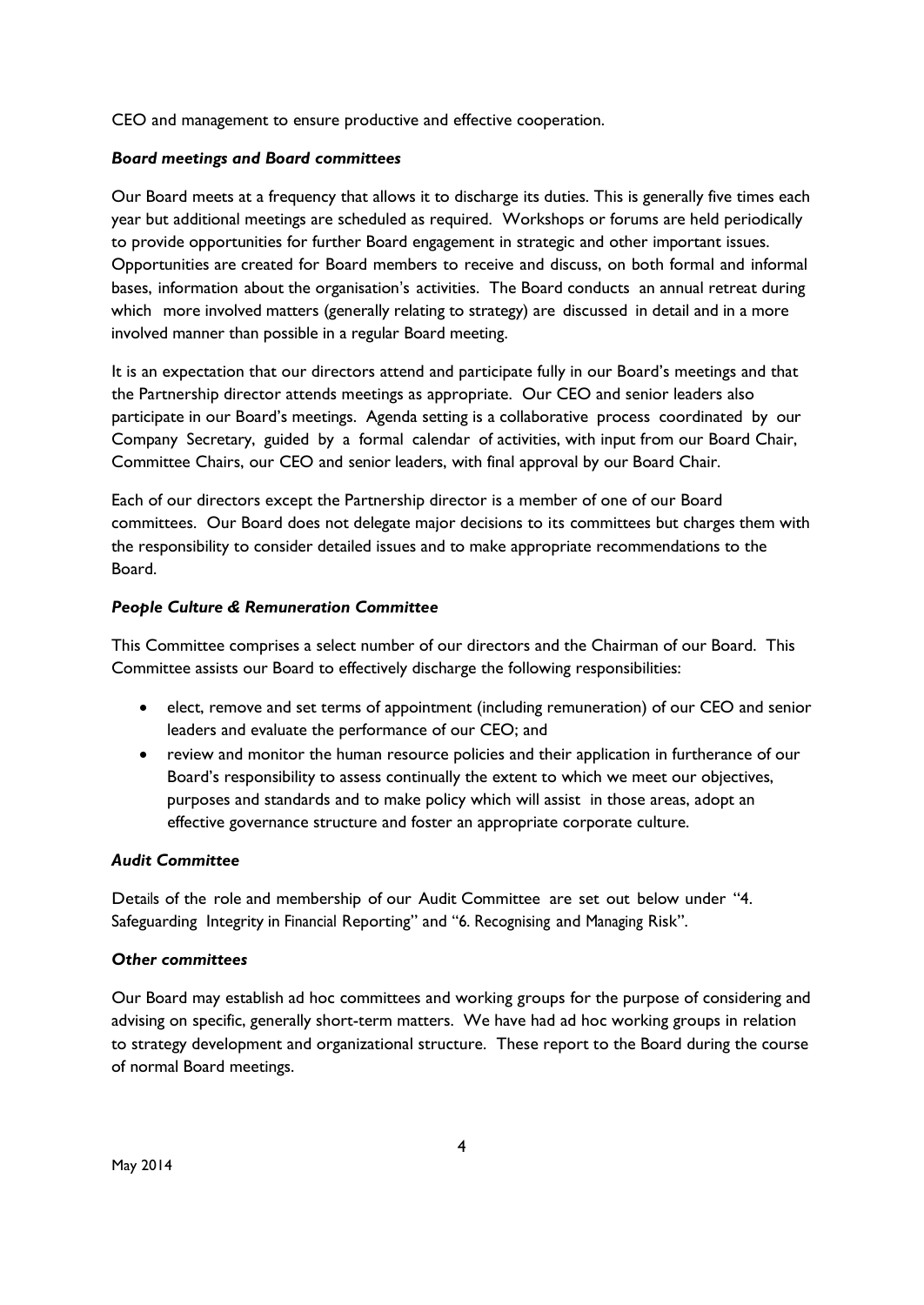CEO and management to ensure productive and effective cooperation.

***Board meetings and Board committees***

Our Board meets at a frequency that allows it to discharge its duties. This is generally five times each year but additional meetings are scheduled as required. Workshops or forums are held periodically to provide opportunities for further Board engagement in strategic and other important issues. Opportunities are created for Board members to receive and discuss, on both formal and informal bases, information about the organisation's activities. The Board conducts an annual retreat during which more involved matters (generally relating to strategy) are discussed in detail and in a more involved manner than possible in a regular Board meeting.

It is an expectation that our directors attend and participate fully in our Board's meetings and that the Partnership director attends meetings as appropriate. Our CEO and senior leaders also participate in our Board's meetings. Agenda setting is a collaborative process coordinated by our Company Secretary, guided by a formal calendar of activities, with input from our Board Chair, Committee Chairs, our CEO and senior leaders, with final approval by our Board Chair.

Each of our directors except the Partnership director is a member of one of our Board committees. Our Board does not delegate major decisions to its committees but charges them with the responsibility to consider detailed issues and to make appropriate recommendations to the Board.

***People Culture & Remuneration Committee***

This Committee comprises a select number of our directors and the Chairman of our Board. This Committee assists our Board to effectively discharge the following responsibilities:

- elect, remove and set terms of appointment (including remuneration) of our CEO and senior leaders and evaluate the performance of our CEO; and
- review and monitor the human resource policies and their application in furtherance of our Board's responsibility to assess continually the extent to which we meet our objectives, purposes and standards and to make policy which will assist in those areas, adopt an effective governance structure and foster an appropriate corporate culture.

***Audit Committee***

Details of the role and membership of our Audit Committee are set out below under "4. Safeguarding Integrity in Financial Reporting" and "6. Recognising and Managing Risk".

***Other committees***

Our Board may establish ad hoc committees and working groups for the purpose of considering and advising on specific, generally short-term matters. We have had ad hoc working groups in relation to strategy development and organizational structure. These report to the Board during the course of normal Board meetings.

May 2014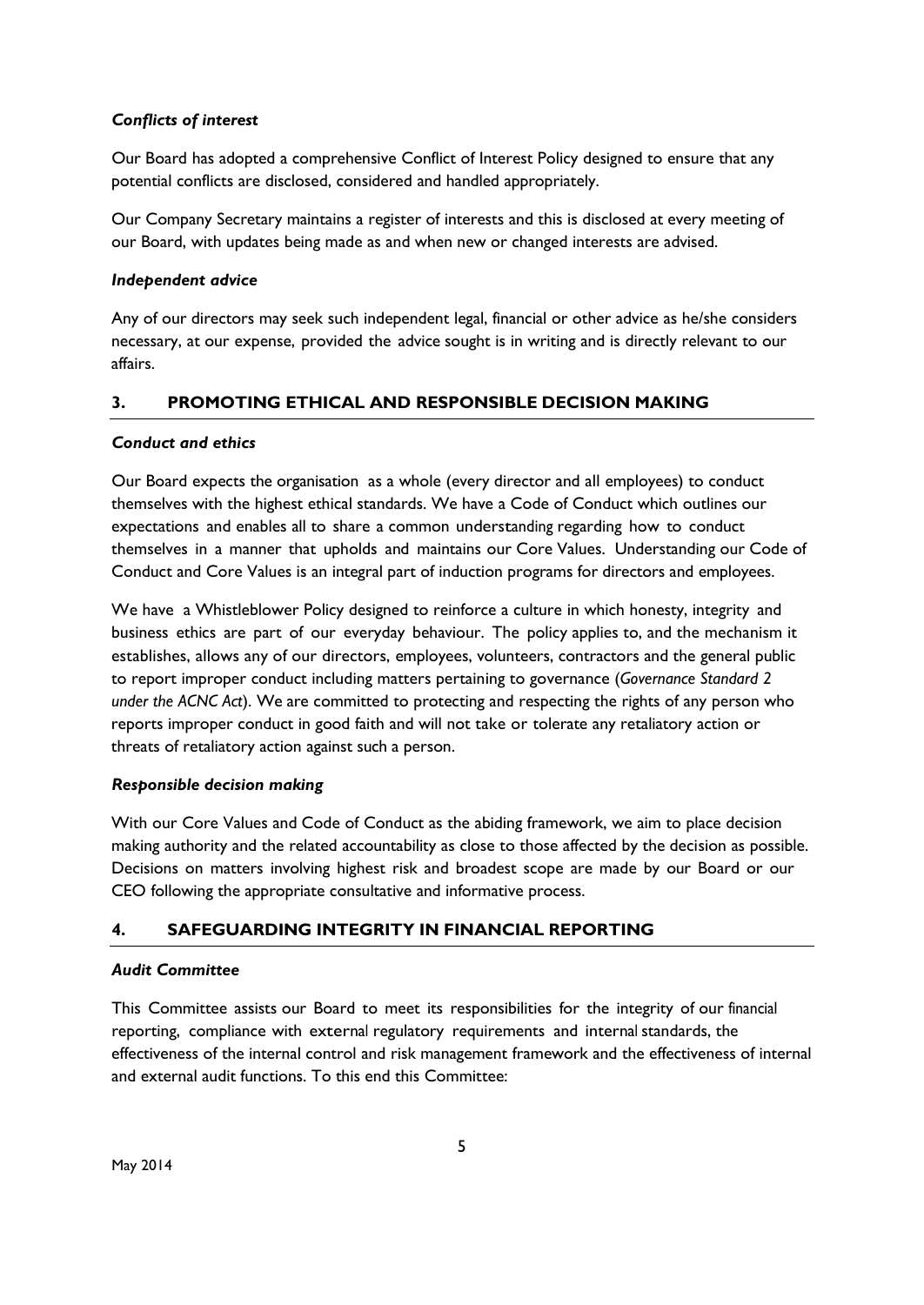### *Conflicts of interest*

Our Board has adopted a comprehensive Conflict of Interest Policy designed to ensure that any potential conflicts are disclosed, considered and handled appropriately.

Our Company Secretary maintains a register of interests and this is disclosed at every meeting of our Board, with updates being made as and when new or changed interests are advised.

### *Independent advice*

Any of our directors may seek such independent legal, financial or other advice as he/she considers necessary, at our expense, provided the advice sought is in writing and is directly relevant to our affairs.

## 3. PROMOTING ETHICAL AND RESPONSIBLE DECISION MAKING

### *Conduct and ethics*

Our Board expects the organisation as a whole (every director and all employees) to conduct themselves with the highest ethical standards. We have a Code of Conduct which outlines our expectations and enables all to share a common understanding regarding how to conduct themselves in a manner that upholds and maintains our Core Values. Understanding our Code of Conduct and Core Values is an integral part of induction programs for directors and employees.

We have a Whistleblower Policy designed to reinforce a culture in which honesty, integrity and business ethics are part of our everyday behaviour. The policy applies to, and the mechanism it establishes, allows any of our directors, employees, volunteers, contractors and the general public to report improper conduct including matters pertaining to governance (*Governance Standard 2 under the ACNC Act*). We are committed to protecting and respecting the rights of any person who reports improper conduct in good faith and will not take or tolerate any retaliatory action or threats of retaliatory action against such a person.

### *Responsible decision making*

With our Core Values and Code of Conduct as the abiding framework, we aim to place decision making authority and the related accountability as close to those affected by the decision as possible. Decisions on matters involving highest risk and broadest scope are made by our Board or our CEO following the appropriate consultative and informative process.

## 4. SAFEGUARDING INTEGRITY IN FINANCIAL REPORTING

### *Audit Committee*

This Committee assists our Board to meet its responsibilities for the integrity of our financial reporting, compliance with external regulatory requirements and internal standards, the effectiveness of the internal control and risk management framework and the effectiveness of internal and external audit functions. To this end this Committee: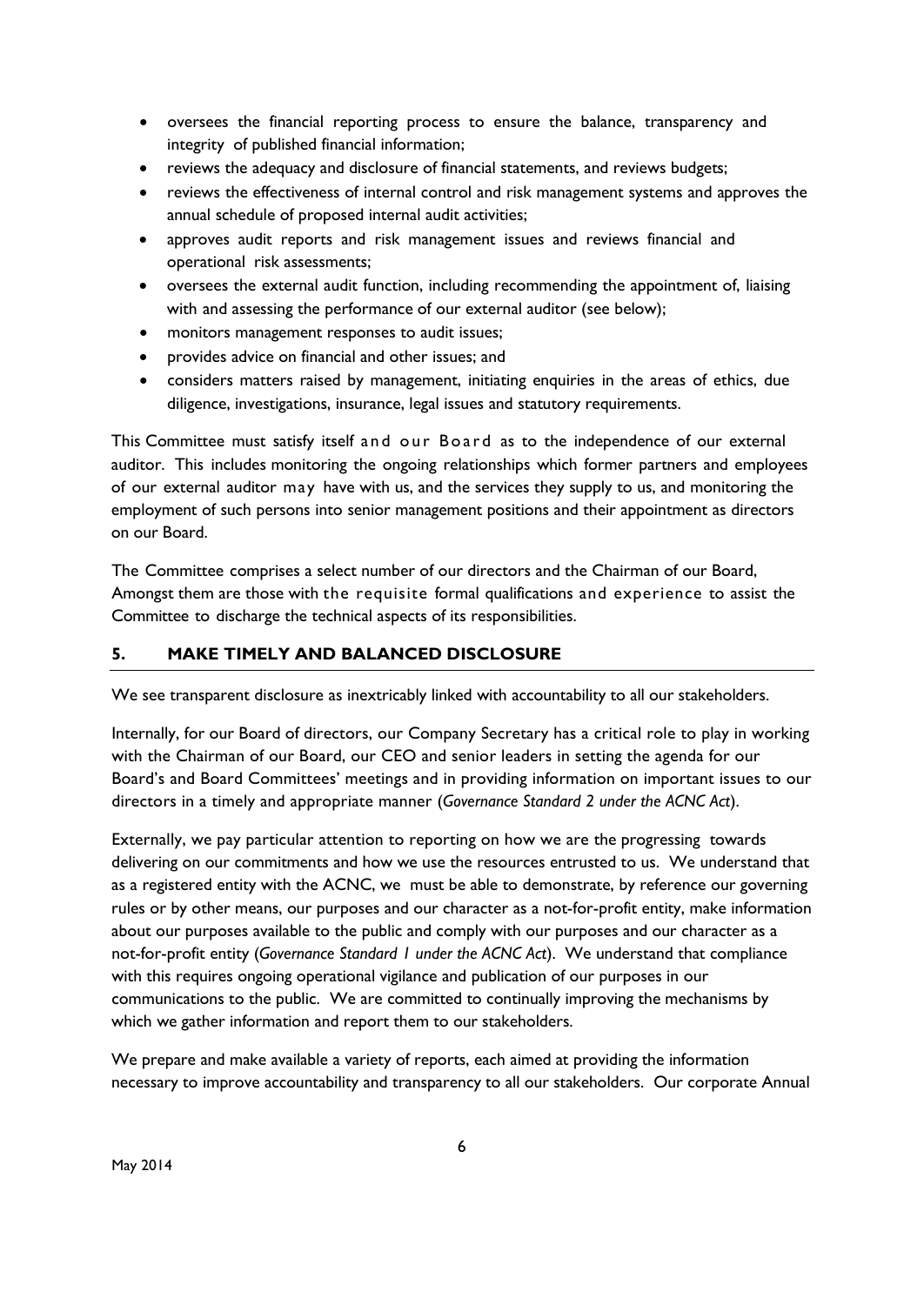- oversees the financial reporting process to ensure the balance, transparency and integrity of published financial information;
- reviews the adequacy and disclosure of financial statements, and reviews budgets;
- reviews the effectiveness of internal control and risk management systems and approves the annual schedule of proposed internal audit activities;
- approves audit reports and risk management issues and reviews financial and operational risk assessments;
- oversees the external audit function, including recommending the appointment of, liaising with and assessing the performance of our external auditor (see below);
- monitors management responses to audit issues;
- provides advice on financial and other issues; and
- considers matters raised by management, initiating enquiries in the areas of ethics, due diligence, investigations, insurance, legal issues and statutory requirements.

This Committee must satisfy itself and our Board as to the independence of our external auditor. This includes monitoring the ongoing relationships which former partners and employees of our external auditor may have with us, and the services they supply to us, and monitoring the employment of such persons into senior management positions and their appointment as directors on our Board.

The Committee comprises a select number of our directors and the Chairman of our Board, Amongst them are those with the requisite formal qualifications and experience to assist the Committee to discharge the technical aspects of its responsibilities.

## 5. MAKE TIMELY AND BALANCED DISCLOSURE

We see transparent disclosure as inextricably linked with accountability to all our stakeholders.

Internally, for our Board of directors, our Company Secretary has a critical role to play in working with the Chairman of our Board, our CEO and senior leaders in setting the agenda for our Board's and Board Committees' meetings and in providing information on important issues to our directors in a timely and appropriate manner (*Governance Standard 2 under the ACNC Act*).

Externally, we pay particular attention to reporting on how we are the progressing towards delivering on our commitments and how we use the resources entrusted to us. We understand that as a registered entity with the ACNC, we must be able to demonstrate, by reference our governing rules or by other means, our purposes and our character as a not-for-profit entity, make information about our purposes available to the public and comply with our purposes and our character as a not-for-profit entity (*Governance Standard 1 under the ACNC Act*). We understand that compliance with this requires ongoing operational vigilance and publication of our purposes in our communications to the public. We are committed to continually improving the mechanisms by which we gather information and report them to our stakeholders.

We prepare and make available a variety of reports, each aimed at providing the information necessary to improve accountability and transparency to all our stakeholders. Our corporate Annual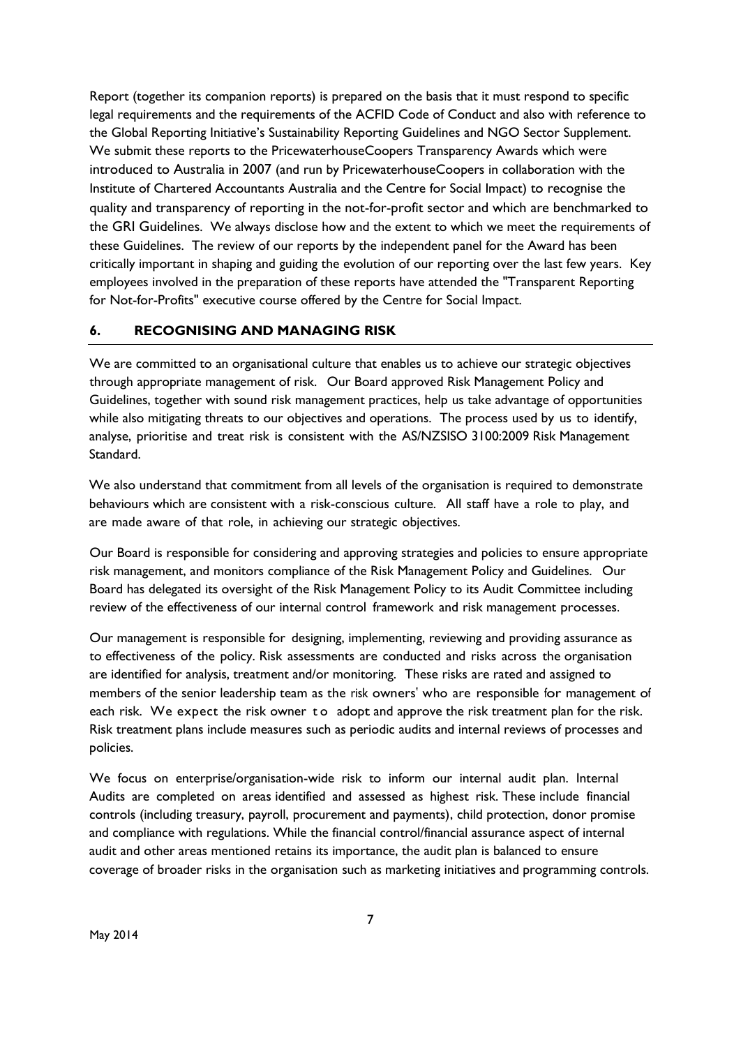Report (together its companion reports) is prepared on the basis that it must respond to specific legal requirements and the requirements of the ACFID Code of Conduct and also with reference to the Global Reporting Initiative's Sustainability Reporting Guidelines and NGO Sector Supplement. We submit these reports to the PricewaterhouseCoopers Transparency Awards which were introduced to Australia in 2007 (and run by PricewaterhouseCoopers in collaboration with the Institute of Chartered Accountants Australia and the Centre for Social Impact) to recognise the quality and transparency of reporting in the not-for-profit sector and which are benchmarked to the GRI Guidelines. We always disclose how and the extent to which we meet the requirements of these Guidelines. The review of our reports by the independent panel for the Award has been critically important in shaping and guiding the evolution of our reporting over the last few years. Key employees involved in the preparation of these reports have attended the "Transparent Reporting for Not-for-Profits" executive course offered by the Centre for Social Impact.

## 6. RECOGNISING AND MANAGING RISK

We are committed to an organisational culture that enables us to achieve our strategic objectives through appropriate management of risk. Our Board approved Risk Management Policy and Guidelines, together with sound risk management practices, help us take advantage of opportunities while also mitigating threats to our objectives and operations. The process used by us to identify, analyse, prioritise and treat risk is consistent with the AS/NZSISO 3100:2009 Risk Management Standard.

We also understand that commitment from all levels of the organisation is required to demonstrate behaviours which are consistent with a risk-conscious culture. All staff have a role to play, and are made aware of that role, in achieving our strategic objectives.

Our Board is responsible for considering and approving strategies and policies to ensure appropriate risk management, and monitors compliance of the Risk Management Policy and Guidelines. Our Board has delegated its oversight of the Risk Management Policy to its Audit Committee including review of the effectiveness of our internal control framework and risk management processes.

Our management is responsible for designing, implementing, reviewing and providing assurance as to effectiveness of the policy. Risk assessments are conducted and risks across the organisation are identified for analysis, treatment and/or monitoring. These risks are rated and assigned to members of the senior leadership team as the risk owners' who are responsible for management of each risk. We expect the risk owner to adopt and approve the risk treatment plan for the risk. Risk treatment plans include measures such as periodic audits and internal reviews of processes and policies.

We focus on enterprise/organisation-wide risk to inform our internal audit plan. Internal Audits are completed on areas identified and assessed as highest risk. These include financial controls (including treasury, payroll, procurement and payments), child protection, donor promise and compliance with regulations. While the financial control/financial assurance aspect of internal audit and other areas mentioned retains its importance, the audit plan is balanced to ensure coverage of broader risks in the organisation such as marketing initiatives and programming controls.

May 2014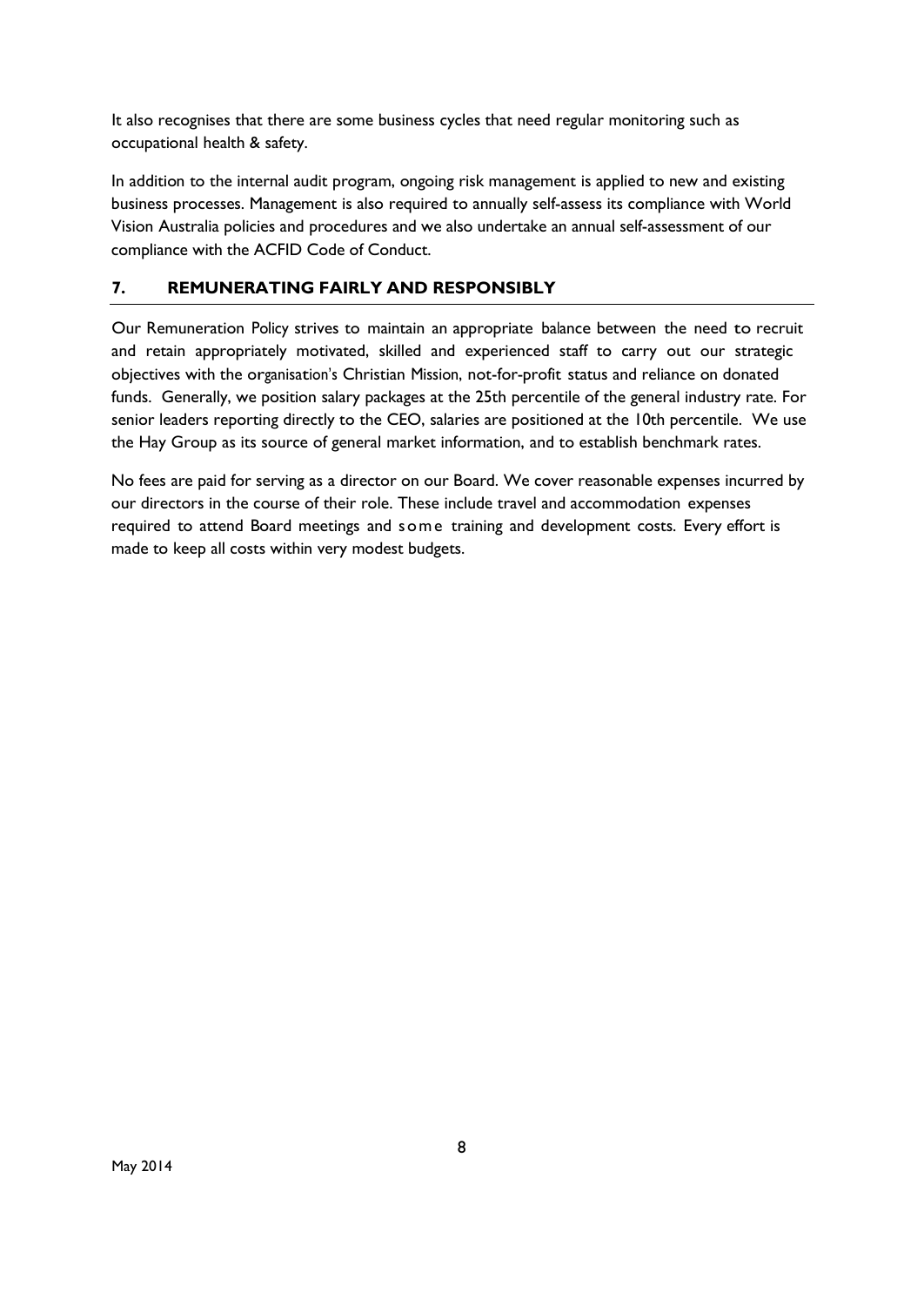It also recognises that there are some business cycles that need regular monitoring such as occupational health & safety.

In addition to the internal audit program, ongoing risk management is applied to new and existing business processes. Management is also required to annually self-assess its compliance with World Vision Australia policies and procedures and we also undertake an annual self-assessment of our compliance with the ACFID Code of Conduct.

## 7. REMUNERATING FAIRLY AND RESPONSIBLY

Our Remuneration Policy strives to maintain an appropriate balance between the need to recruit and retain appropriately motivated, skilled and experienced staff to carry out our strategic objectives with the organisation's Christian Mission, not-for-profit status and reliance on donated funds. Generally, we position salary packages at the 25th percentile of the general industry rate. For senior leaders reporting directly to the CEO, salaries are positioned at the 10th percentile. We use the Hay Group as its source of general market information, and to establish benchmark rates.

No fees are paid for serving as a director on our Board. We cover reasonable expenses incurred by our directors in the course of their role. These include travel and accommodation expenses required to attend Board meetings and some training and development costs. Every effort is made to keep all costs within very modest budgets.

May 2014